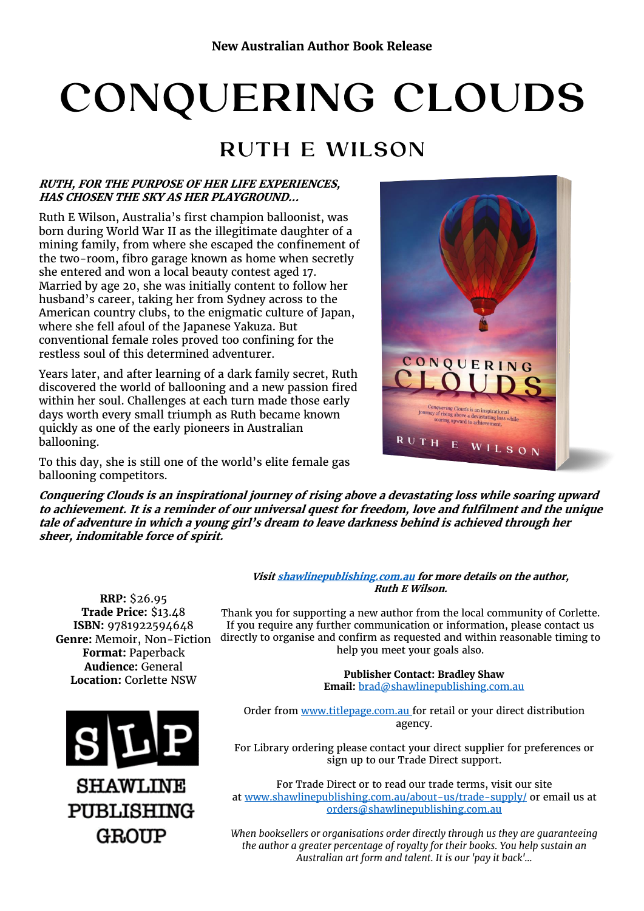**New Australian Author Book Release**

# CONQUERING CLOUDS

## RUTH E WILSON

***RUTH, FOR THE PURPOSE OF HER LIFE EXPERIENCES, HAS CHOSEN THE SKY AS HER PLAYGROUND...***

Ruth E Wilson, Australia's first champion balloonist, was born during World War II as the illegitimate daughter of a mining family, from where she escaped the confinement of the two-room, fibro garage known as home when secretly she entered and won a local beauty contest aged 17. Married by age 20, she was initially content to follow her husband's career, taking her from Sydney across to the American country clubs, to the enigmatic culture of Japan, where she fell afoul of the Japanese Yakuza. But conventional female roles proved too confining for the restless soul of this determined adventurer.

Years later, and after learning of a dark family secret, Ruth discovered the world of ballooning and a new passion fired within her soul. Challenges at each turn made those early days worth every small triumph as Ruth became known quickly as one of the early pioneers in Australian ballooning.

To this day, she is still one of the world's elite female gas ballooning competitors.

***Conquering Clouds is an inspirational journey of rising above a devastating loss while soaring upward to achievement. It is a reminder of our universal quest for freedom, love and fulfilment and the unique tale of adventure in which a young girl's dream to leave darkness behind is achieved through her sheer, indomitable force of spirit.***

**RRP:** $26.95
**Trade Price:** $13.48
**ISBN:** 9781922594648
**Genre:** Memoir, Non-Fiction
**Format:** Paperback
**Audience:** General
**Location:** Corlette NSW

SHAWLINE PUBLISHING GROUP

***Visit shawlinepublishing.com.au for more details on the author, Ruth E Wilson.***

Thank you for supporting a new author from the local community of Corlette. If you require any further communication or information, please contact us directly to organise and confirm as requested and within reasonable timing to help you meet your goals also.

**Publisher Contact: Bradley Shaw**
**Email:** brad@shawlinepublishing.com.au

Order from www.titlepage.com.au for retail or your direct distribution agency.

For Library ordering please contact your direct supplier for preferences or sign up to our Trade Direct support.

For Trade Direct or to read our trade terms, visit our site at www.shawlinepublishing.com.au/about-us/trade-supply/ or email us at orders@shawlinepublishing.com.au

*When booksellers or organisations order directly through us they are guaranteeing the author a greater percentage of royalty for their books. You help sustain an Australian art form and talent. It is our 'pay it back'...*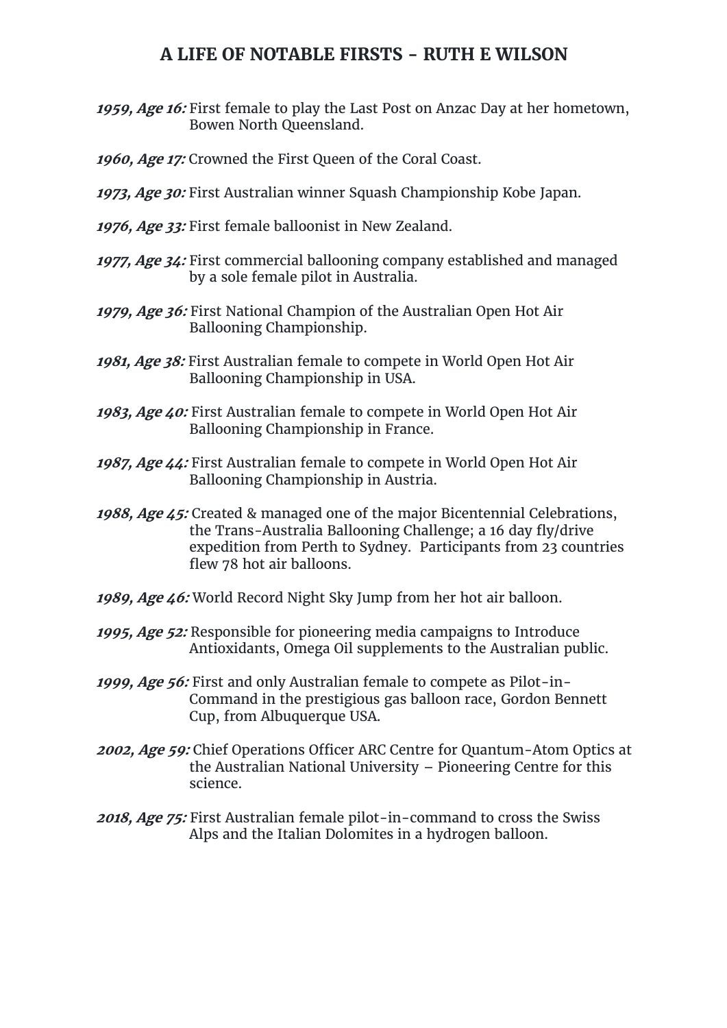# A LIFE OF NOTABLE FIRSTS - RUTH E WILSON

***1959, Age 16:*** First female to play the Last Post on Anzac Day at her hometown, Bowen North Queensland.

***1960, Age 17:*** Crowned the First Queen of the Coral Coast.

***1973, Age 30:*** First Australian winner Squash Championship Kobe Japan.

***1976, Age 33:*** First female balloonist in New Zealand.

***1977, Age 34:*** First commercial ballooning company established and managed by a sole female pilot in Australia.

***1979, Age 36:*** First National Champion of the Australian Open Hot Air Ballooning Championship.

***1981, Age 38:*** First Australian female to compete in World Open Hot Air Ballooning Championship in USA.

***1983, Age 40:*** First Australian female to compete in World Open Hot Air Ballooning Championship in France.

***1987, Age 44:*** First Australian female to compete in World Open Hot Air Ballooning Championship in Austria.

***1988, Age 45:*** Created & managed one of the major Bicentennial Celebrations, the Trans-Australia Ballooning Challenge; a 16 day fly/drive expedition from Perth to Sydney. Participants from 23 countries flew 78 hot air balloons.

***1989, Age 46:*** World Record Night Sky Jump from her hot air balloon.

***1995, Age 52:*** Responsible for pioneering media campaigns to Introduce Antioxidants, Omega Oil supplements to the Australian public.

***1999, Age 56:*** First and only Australian female to compete as Pilot-in-Command in the prestigious gas balloon race, Gordon Bennett Cup, from Albuquerque USA.

***2002, Age 59:*** Chief Operations Officer ARC Centre for Quantum-Atom Optics at the Australian National University – Pioneering Centre for this science.

***2018, Age 75:*** First Australian female pilot-in-command to cross the Swiss Alps and the Italian Dolomites in a hydrogen balloon.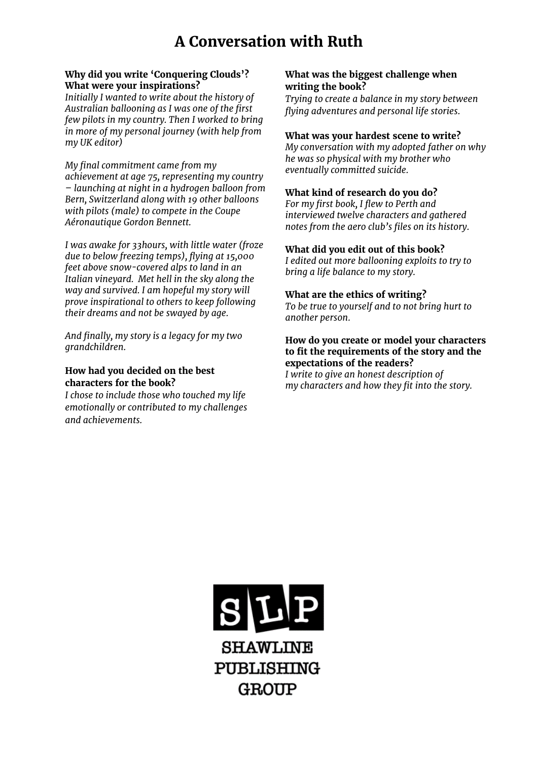# A Conversation with Ruth

**Why did you write 'Conquering Clouds'? What were your inspirations?**

*Initially I wanted to write about the history of Australian ballooning as I was one of the first few pilots in my country. Then I worked to bring in more of my personal journey (with help from my UK editor)*

*My final commitment came from my achievement at age 75, representing my country – launching at night in a hydrogen balloon from Bern, Switzerland along with 19 other balloons with pilots (male) to compete in the Coupe Aéronautique Gordon Bennett.*

*I was awake for 33hours, with little water (froze due to below freezing temps), flying at 15,000 feet above snow-covered alps to land in an Italian vineyard. Met hell in the sky along the way and survived. I am hopeful my story will prove inspirational to others to keep following their dreams and not be swayed by age.*

*And finally, my story is a legacy for my two grandchildren.*

**How had you decided on the best characters for the book?**

*I chose to include those who touched my life emotionally or contributed to my challenges and achievements.*

**What was the biggest challenge when writing the book?**

*Trying to create a balance in my story between flying adventures and personal life stories.*

**What was your hardest scene to write?**

*My conversation with my adopted father on why he was so physical with my brother who eventually committed suicide.*

**What kind of research do you do?**

*For my first book, I flew to Perth and interviewed twelve characters and gathered notes from the aero club's files on its history.*

**What did you edit out of this book?**

*I edited out more ballooning exploits to try to bring a life balance to my story.*

**What are the ethics of writing?**

*To be true to yourself and to not bring hurt to another person.*

**How do you create or model your characters to fit the requirements of the story and the expectations of the readers?**

*I write to give an honest description of my characters and how they fit into the story.*

SLP
SHAWLINE PUBLISHING GROUP